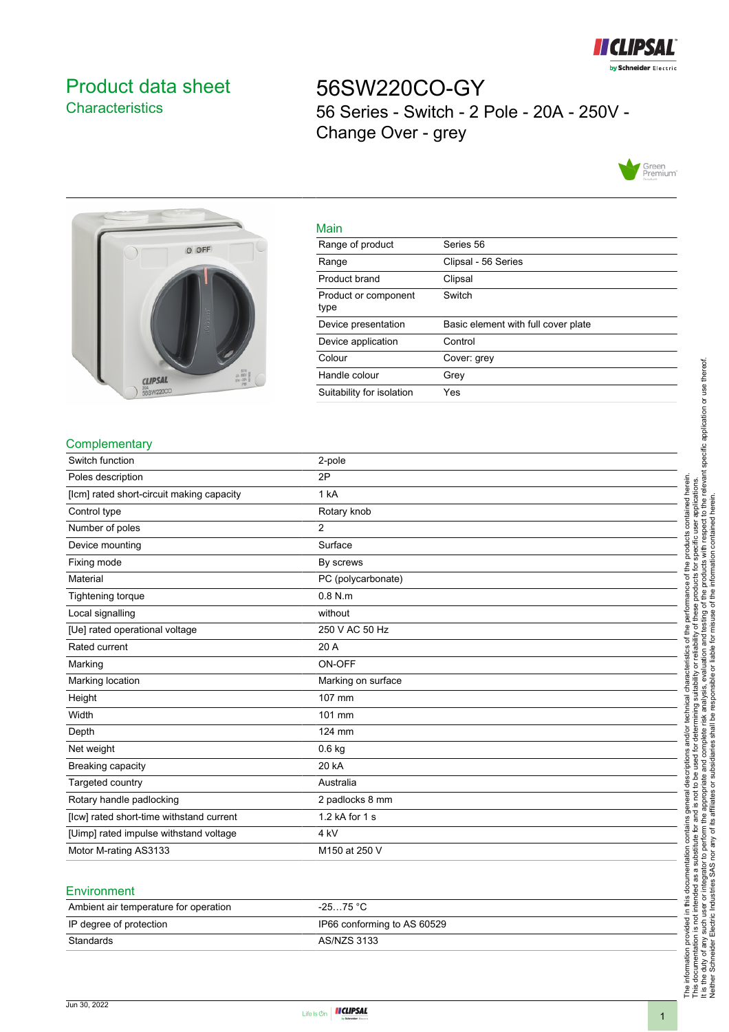# Product data sheet
## Characteristics

# 56SW220CO-GY

56 Series - Switch - 2 Pole - 20A - 250V - Change Over - grey

### Main

| | |
|---|---|
| Range of product | Series 56 |
| Range | Clipsal - 56 Series |
| Product brand | Clipsal |
| Product or component type | Switch |
| Device presentation | Basic element with full cover plate |
| Device application | Control |
| Colour | Cover: grey |
| Handle colour | Grey |
| Suitability for isolation | Yes |

### Complementary

| | |
|---|---|
| Switch function | 2-pole |
| Poles description | 2P |
| [Icm] rated short-circuit making capacity | 1 kA |
| Control type | Rotary knob |
| Number of poles | 2 |
| Device mounting | Surface |
| Fixing mode | By screws |
| Material | PC (polycarbonate) |
| Tightening torque | 0.8 N.m |
| Local signalling | without |
| [Ue] rated operational voltage | 250 V AC 50 Hz |
| Rated current | 20 A |
| Marking | ON-OFF |
| Marking location | Marking on surface |
| Height | 107 mm |
| Width | 101 mm |
| Depth | 124 mm |
| Net weight | 0.6 kg |
| Breaking capacity | 20 kA |
| Targeted country | Australia |
| Rotary handle padlocking | 2 padlocks 8 mm |
| [Icw] rated short-time withstand current | 1.2 kA for 1 s |
| [Uimp] rated impulse withstand voltage | 4 kV |
| Motor M-rating AS3133 | M150 at 250 V |

### Environment

| | |
|---|---|
| Ambient air temperature for operation | -25…75 °C |
| IP degree of protection | IP66 conforming to AS 60529 |
| Standards | AS/NZS 3133 |

Jun 30, 2022

The information provided in this documentation contains general descriptions and/or technical characteristics of the performance of the products contained herein. This documentation is not intended as a substitute for and is not to be used for determining suitability or reliability of these products for specific user applications. It is the duty of any such user or integrator to perform the appropriate and complete risk analysis, evaluation and testing of the products with respect to the relevant specific application or use thereof. Neither Schneider Electric Industries SAS nor any of its affiliates or subsidiaries shall be responsible or liable for misuse of the information contained herein.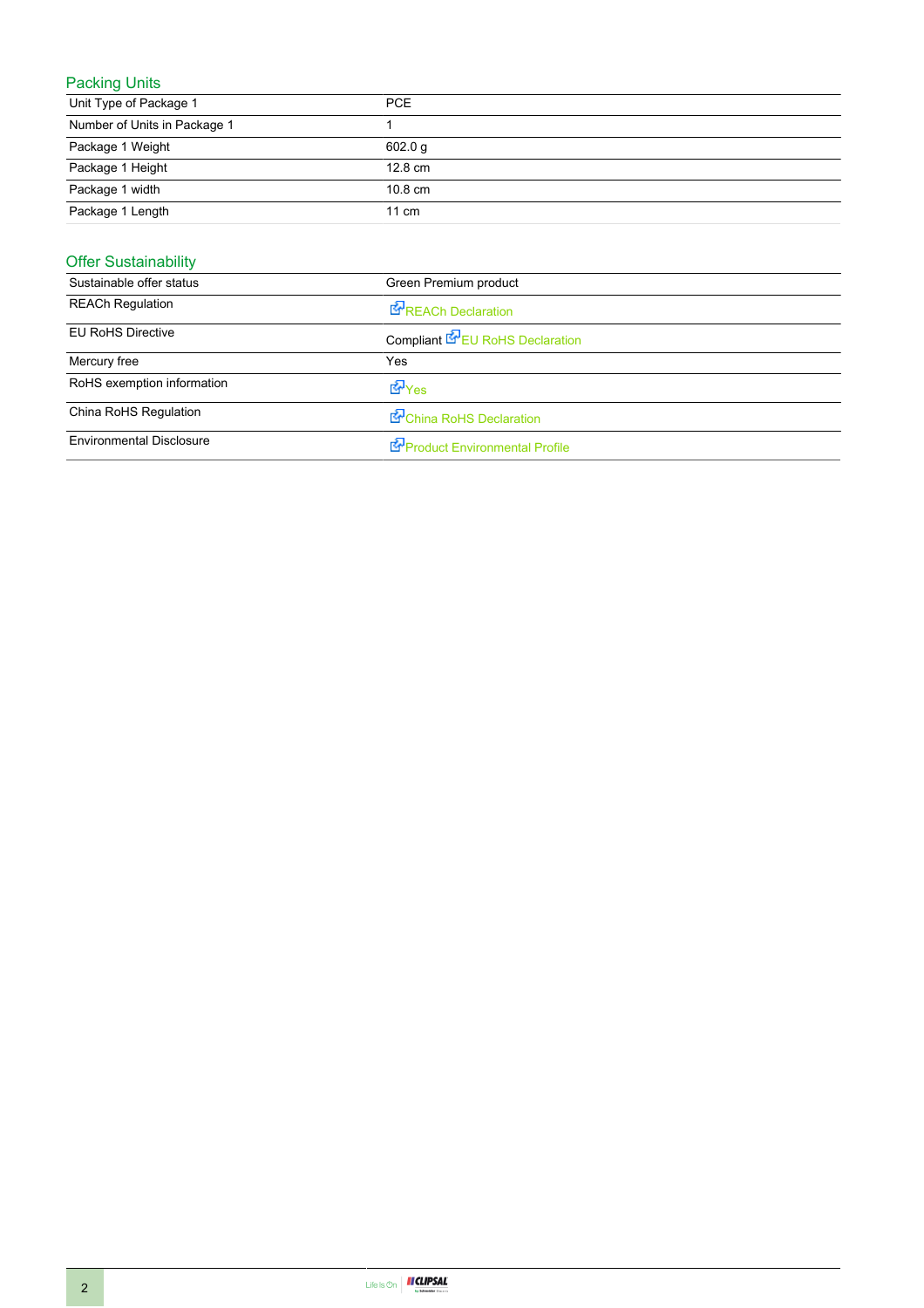## Packing Units

| | |
|---|---|
| Unit Type of Package 1 | PCE |
| Number of Units in Package 1 | 1 |
| Package 1 Weight | 602.0 g |
| Package 1 Height | 12.8 cm |
| Package 1 width | 10.8 cm |
| Package 1 Length | 11 cm |

## Offer Sustainability

| | |
|---|---|
| Sustainable offer status | Green Premium product |
| REACh Regulation | REACh Declaration |
| EU RoHS Directive | Compliant EU RoHS Declaration |
| Mercury free | Yes |
| RoHS exemption information | Yes |
| China RoHS Regulation | China RoHS Declaration |
| Environmental Disclosure | Product Environmental Profile |